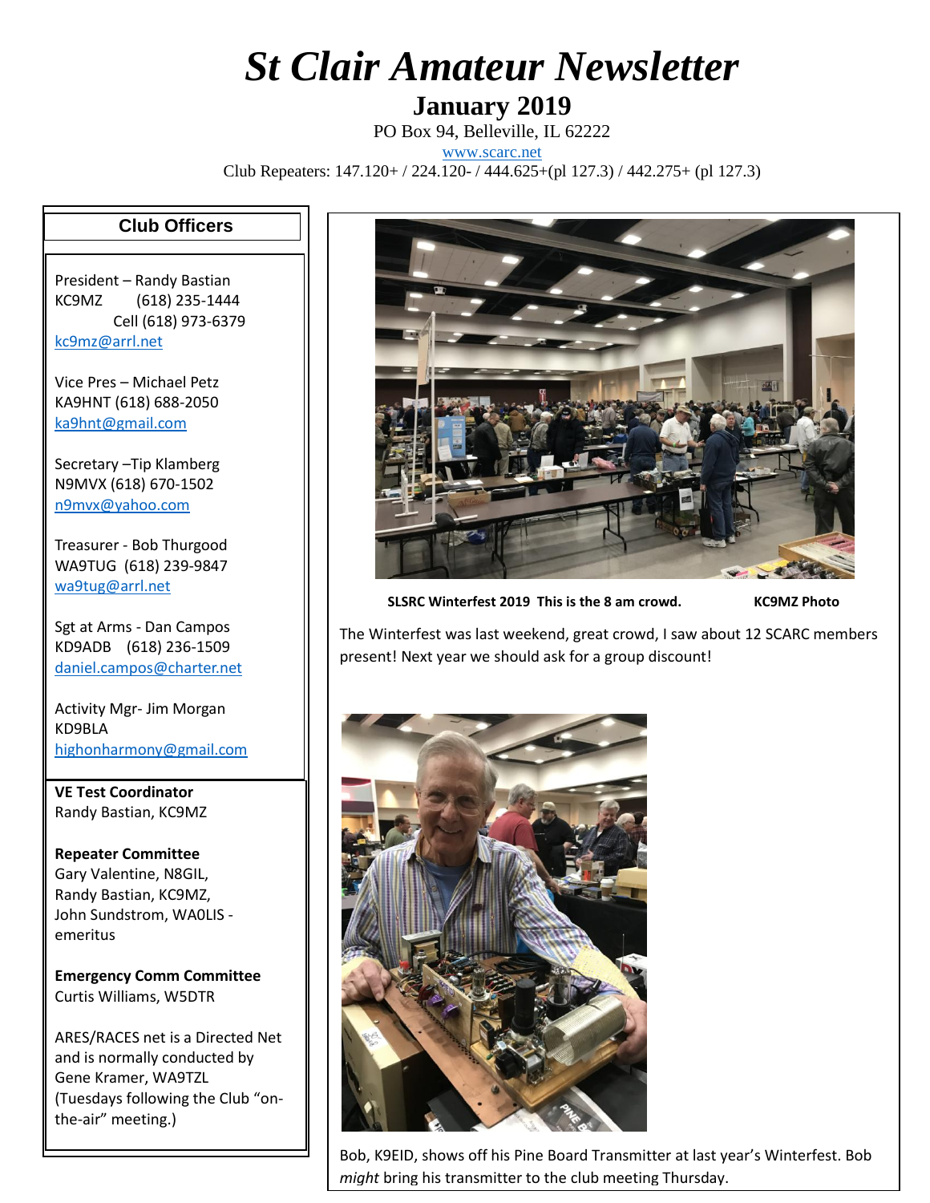# St Clair Amateur Newsletter

## January 2019

PO Box 94, Belleville, IL 62222

www.scarc.net

Club Repeaters: 147.120+ / 224.120- / 444.625+(pl 127.3) / 442.275+ (pl 127.3)

### Club Officers

President – Randy Bastian
KC9MZ (618) 235-1444
Cell (618) 973-6379
kc9mz@arrl.net

Vice Pres – Michael Petz
KA9HNT (618) 688-2050
ka9hnt@gmail.com

Secretary –Tip Klamberg
N9MVX (618) 670-1502
n9mvx@yahoo.com

Treasurer - Bob Thurgood
WA9TUG (618) 239-9847
wa9tug@arrl.net

Sgt at Arms - Dan Campos
KD9ADB (618) 236-1509
daniel.campos@charter.net

Activity Mgr- Jim Morgan
KD9BLA
highonharmony@gmail.com

**VE Test Coordinator**
Randy Bastian, KC9MZ

**Repeater Committee**
Gary Valentine, N8GIL,
Randy Bastian, KC9MZ,
John Sundstrom, WA0LIS - emeritus

**Emergency Comm Committee**
Curtis Williams, W5DTR

ARES/RACES net is a Directed Net and is normally conducted by Gene Kramer, WA9TZL (Tuesdays following the Club "on-the-air" meeting.)

**SLSRC Winterfest 2019 This is the 8 am crowd. KC9MZ Photo**

The Winterfest was last weekend, great crowd, I saw about 12 SCARC members present! Next year we should ask for a group discount!

Bob, K9EID, shows off his Pine Board Transmitter at last year's Winterfest. Bob *might* bring his transmitter to the club meeting Thursday.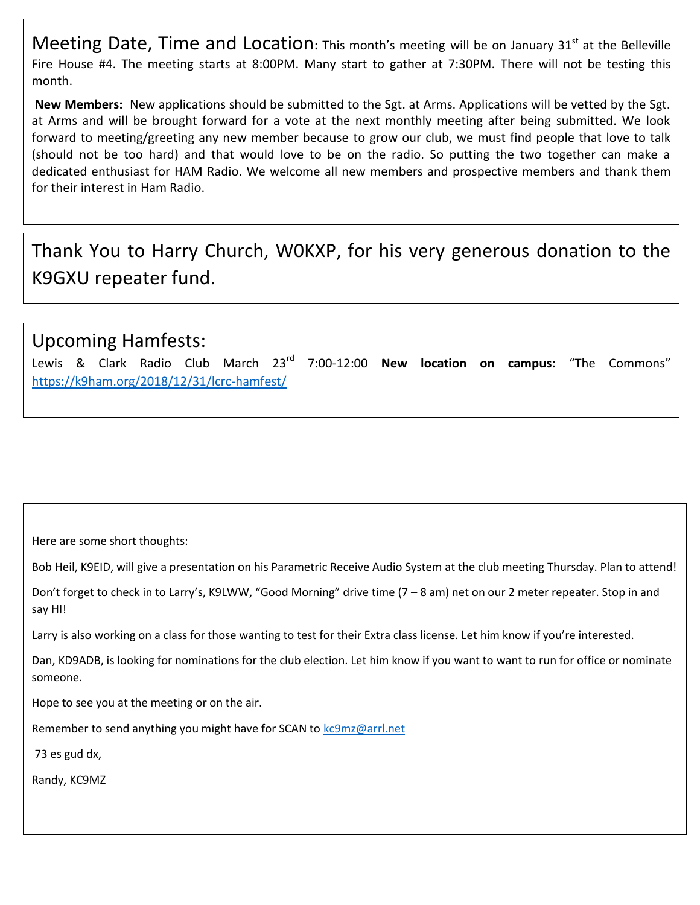**Meeting Date, Time and Location:** This month's meeting will be on January 31st at the Belleville Fire House #4. The meeting starts at 8:00PM. Many start to gather at 7:30PM. There will not be testing this month.

**New Members:** New applications should be submitted to the Sgt. at Arms. Applications will be vetted by the Sgt. at Arms and will be brought forward for a vote at the next monthly meeting after being submitted. We look forward to meeting/greeting any new member because to grow our club, we must find people that love to talk (should not be too hard) and that would love to be on the radio. So putting the two together can make a dedicated enthusiast for HAM Radio. We welcome all new members and prospective members and thank them for their interest in Ham Radio.

## Thank You to Harry Church, W0KXP, for his very generous donation to the K9GXU repeater fund.

## Upcoming Hamfests:

Lewis & Clark Radio Club March 23rd 7:00-12:00 **New location on campus:** "The Commons" https://k9ham.org/2018/12/31/lcrc-hamfest/

Here are some short thoughts:

Bob Heil, K9EID, will give a presentation on his Parametric Receive Audio System at the club meeting Thursday. Plan to attend!

Don't forget to check in to Larry's, K9LWW, "Good Morning" drive time (7 – 8 am) net on our 2 meter repeater. Stop in and say HI!

Larry is also working on a class for those wanting to test for their Extra class license. Let him know if you're interested.

Dan, KD9ADB, is looking for nominations for the club election. Let him know if you want to want to run for office or nominate someone.

Hope to see you at the meeting or on the air.

Remember to send anything you might have for SCAN to kc9mz@arrl.net

73 es gud dx,

Randy, KC9MZ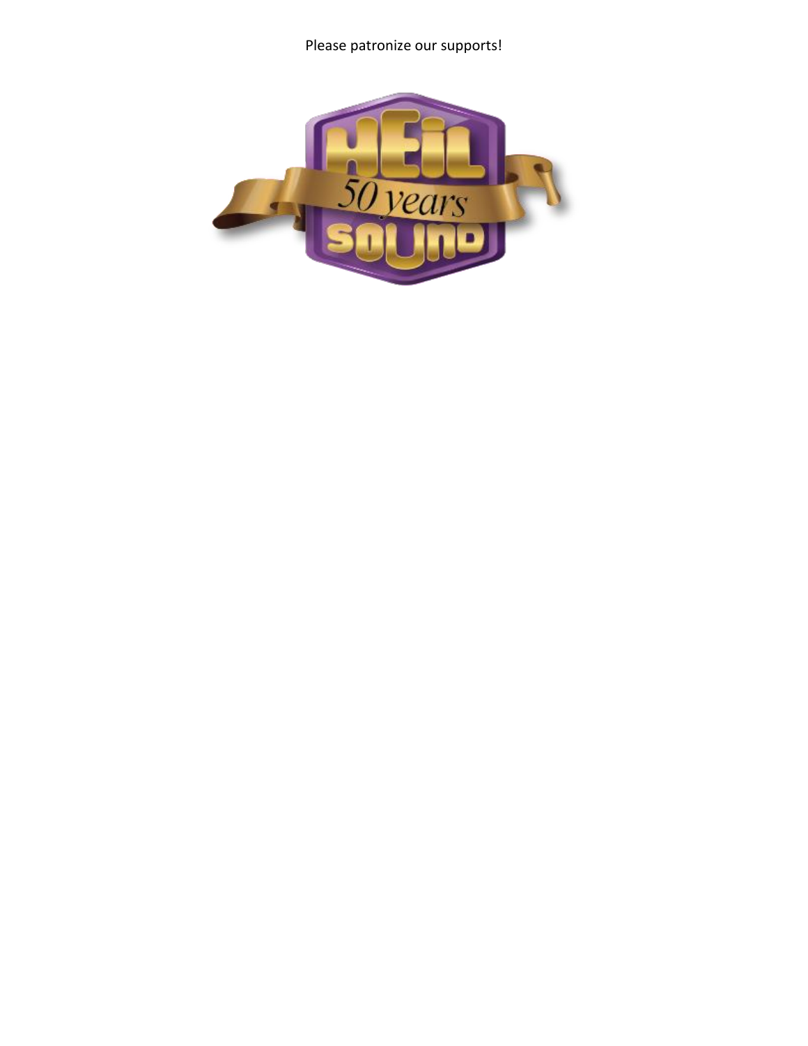Please patronize our supports!